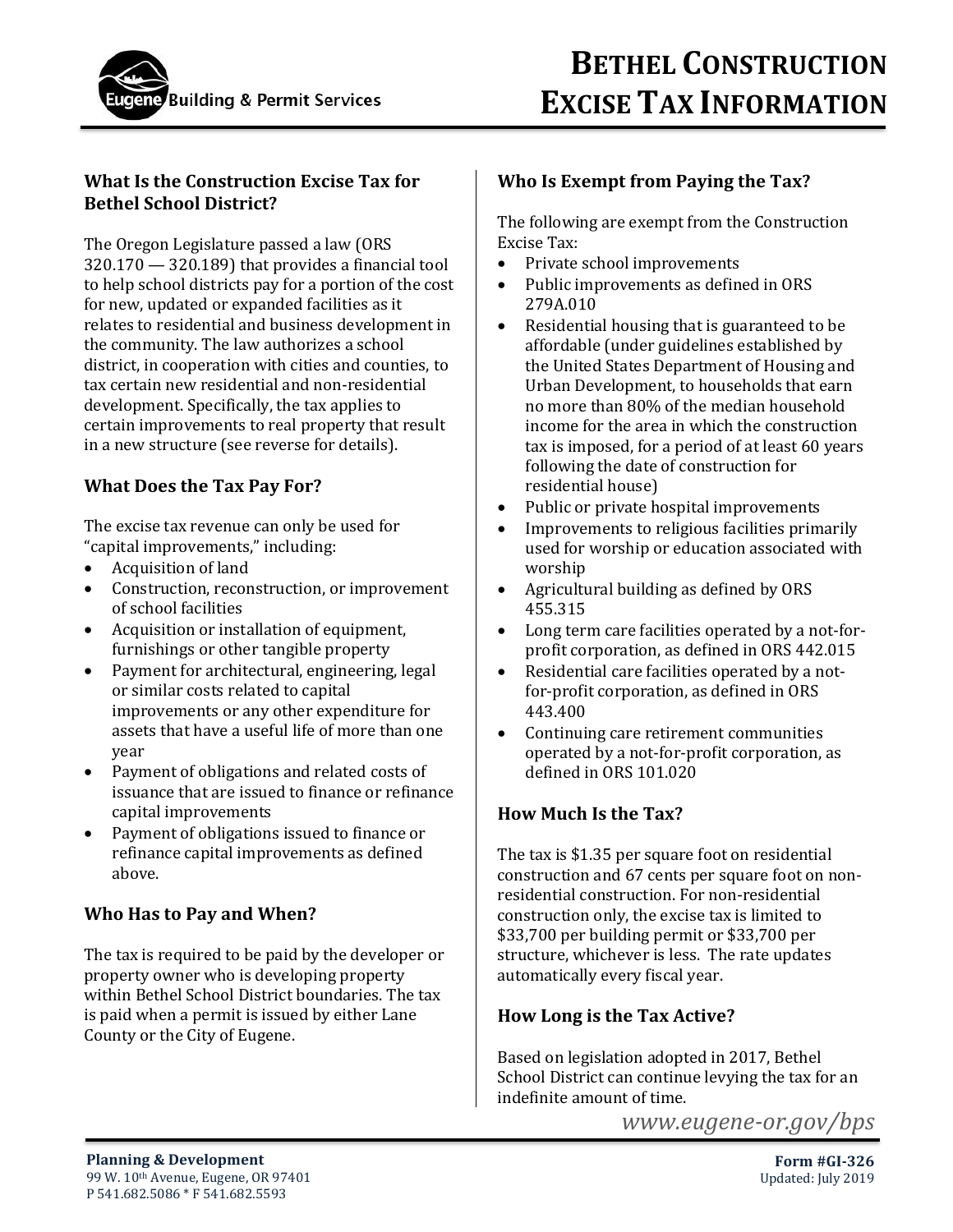# BETHEL CONSTRUCTION EXCISE TAX INFORMATION

Eugene Building & Permit Services

### What Is the Construction Excise Tax for Bethel School District?

The Oregon Legislature passed a law (ORS 320.170 — 320.189) that provides a financial tool to help school districts pay for a portion of the cost for new, updated or expanded facilities as it relates to residential and business development in the community. The law authorizes a school district, in cooperation with cities and counties, to tax certain new residential and non-residential development. Specifically, the tax applies to certain improvements to real property that result in a new structure (see reverse for details).

### What Does the Tax Pay For?

The excise tax revenue can only be used for "capital improvements," including:

- Acquisition of land
- Construction, reconstruction, or improvement of school facilities
- Acquisition or installation of equipment, furnishings or other tangible property
- Payment for architectural, engineering, legal or similar costs related to capital improvements or any other expenditure for assets that have a useful life of more than one year
- Payment of obligations and related costs of issuance that are issued to finance or refinance capital improvements
- Payment of obligations issued to finance or refinance capital improvements as defined above.

### Who Has to Pay and When?

The tax is required to be paid by the developer or property owner who is developing property within Bethel School District boundaries. The tax is paid when a permit is issued by either Lane County or the City of Eugene.

### Who Is Exempt from Paying the Tax?

The following are exempt from the Construction Excise Tax:

- Private school improvements
- Public improvements as defined in ORS 279A.010
- Residential housing that is guaranteed to be affordable (under guidelines established by the United States Department of Housing and Urban Development, to households that earn no more than 80% of the median household income for the area in which the construction tax is imposed, for a period of at least 60 years following the date of construction for residential house)
- Public or private hospital improvements
- Improvements to religious facilities primarily used for worship or education associated with worship
- Agricultural building as defined by ORS 455.315
- Long term care facilities operated by a not-for-profit corporation, as defined in ORS 442.015
- Residential care facilities operated by a not-for-profit corporation, as defined in ORS 443.400
- Continuing care retirement communities operated by a not-for-profit corporation, as defined in ORS 101.020

### How Much Is the Tax?

The tax is $1.35 per square foot on residential construction and 67 cents per square foot on non-residential construction. For non-residential construction only, the excise tax is limited to $33,700 per building permit or $33,700 per structure, whichever is less. The rate updates automatically every fiscal year.

### How Long is the Tax Active?

Based on legislation adopted in 2017, Bethel School District can continue levying the tax for an indefinite amount of time.

*www.eugene-or.gov/bps*

**Planning & Development**
99 W. 10th Avenue, Eugene, OR 97401
P 541.682.5086 * F 541.682.5593

**Form #GI-326**
Updated: July 2019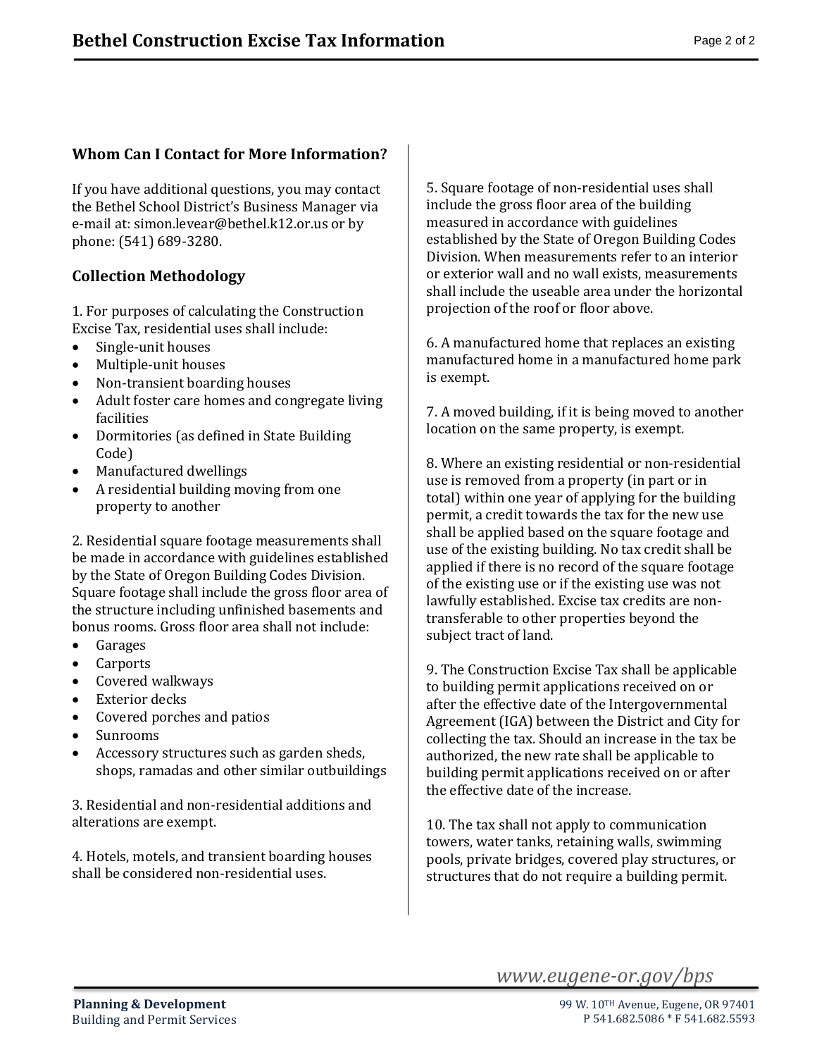## Whom Can I Contact for More Information?

If you have additional questions, you may contact the Bethel School District's Business Manager via e-mail at: simon.levear@bethel.k12.or.us or by phone: (541) 689-3280.

## Collection Methodology

1. For purposes of calculating the Construction Excise Tax, residential uses shall include:

- Single-unit houses
- Multiple-unit houses
- Non-transient boarding houses
- Adult foster care homes and congregate living facilities
- Dormitories (as defined in State Building Code)
- Manufactured dwellings
- A residential building moving from one property to another

2. Residential square footage measurements shall be made in accordance with guidelines established by the State of Oregon Building Codes Division. Square footage shall include the gross floor area of the structure including unfinished basements and bonus rooms. Gross floor area shall not include:

- Garages
- Carports
- Covered walkways
- Exterior decks
- Covered porches and patios
- Sunrooms
- Accessory structures such as garden sheds, shops, ramadas and other similar outbuildings

3. Residential and non-residential additions and alterations are exempt.

4. Hotels, motels, and transient boarding houses shall be considered non-residential uses.

5. Square footage of non-residential uses shall include the gross floor area of the building measured in accordance with guidelines established by the State of Oregon Building Codes Division. When measurements refer to an interior or exterior wall and no wall exists, measurements shall include the useable area under the horizontal projection of the roof or floor above.

6. A manufactured home that replaces an existing manufactured home in a manufactured home park is exempt.

7. A moved building, if it is being moved to another location on the same property, is exempt.

8. Where an existing residential or non-residential use is removed from a property (in part or in total) within one year of applying for the building permit, a credit towards the tax for the new use shall be applied based on the square footage and use of the existing building. No tax credit shall be applied if there is no record of the square footage of the existing use or if the existing use was not lawfully established. Excise tax credits are non-transferable to other properties beyond the subject tract of land.

9. The Construction Excise Tax shall be applicable to building permit applications received on or after the effective date of the Intergovernmental Agreement (IGA) between the District and City for collecting the tax. Should an increase in the tax be authorized, the new rate shall be applicable to building permit applications received on or after the effective date of the increase.

10. The tax shall not apply to communication towers, water tanks, retaining walls, swimming pools, private bridges, covered play structures, or structures that do not require a building permit.